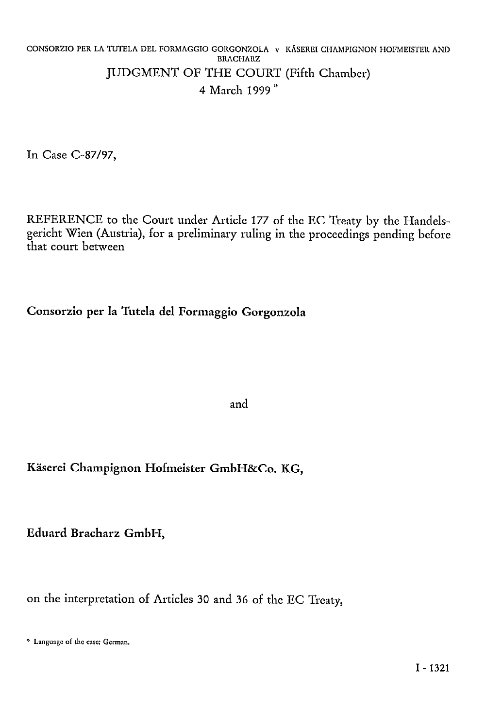CONSORZIO PER LA TUTELA DEL FORMAGGIO GORGONZOLA v KÄSEREI CHAMPIGNON HOFMEISTER AND BRACHARZ

# JUDGMENT OF THE COURT (Fifth Chamber)

4 March 1999 *

In Case C-87/97,

REFERENCE to the Court under Article 177 of the EC Treaty by the Handelsgericht Wien (Austria), for a preliminary ruling in the proceedings pending before that court between

**Consorzio per la Tutela del Formaggio Gorgonzola**

and

**Käserei Champignon Hofmeister GmbH&Co. KG,**

**Eduard Bracharz GmbH,**

on the interpretation of Articles 30 and 36 of the EC Treaty,

* Language of the case: German.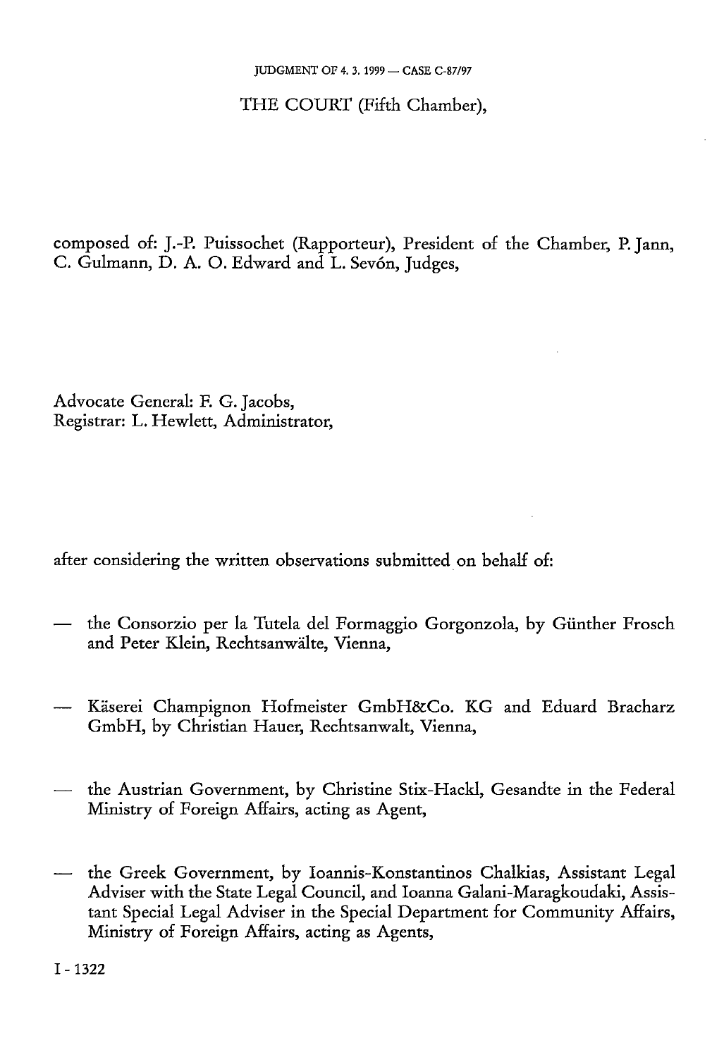THE COURT (Fifth Chamber),

composed of: J.-P. Puissochet (Rapporteur), President of the Chamber, P. Jann, C. Gulmann, D. A. O. Edward and L. Sevón, Judges,

Advocate General: F. G. Jacobs,
Registrar: L. Hewlett, Administrator,

after considering the written observations submitted on behalf of:

- the Consorzio per la Tutela del Formaggio Gorgonzola, by Günther Frosch and Peter Klein, Rechtsanwälte, Vienna,

- Käserei Champignon Hofmeister GmbH&Co. KG and Eduard Bracharz GmbH, by Christian Hauer, Rechtsanwalt, Vienna,

- the Austrian Government, by Christine Stix-Hackl, Gesandte in the Federal Ministry of Foreign Affairs, acting as Agent,

- the Greek Government, by Ioannis-Konstantinos Chalkias, Assistant Legal Adviser with the State Legal Council, and Ioanna Galani-Maragkoudaki, Assistant Special Legal Adviser in the Special Department for Community Affairs, Ministry of Foreign Affairs, acting as Agents,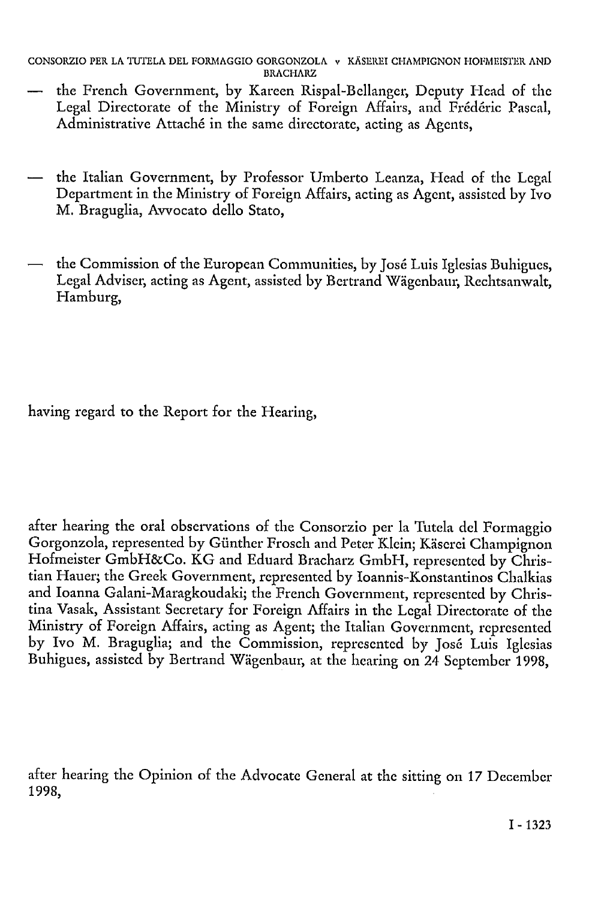— the French Government, by Kareen Rispal-Bellanger, Deputy Head of the Legal Directorate of the Ministry of Foreign Affairs, and Frédéric Pascal, Administrative Attaché in the same directorate, acting as Agents,

— the Italian Government, by Professor Umberto Leanza, Head of the Legal Department in the Ministry of Foreign Affairs, acting as Agent, assisted by Ivo M. Braguglia, Avvocato dello Stato,

— the Commission of the European Communities, by José Luis Iglesias Buhigues, Legal Adviser, acting as Agent, assisted by Bertrand Wägenbaur, Rechtsanwalt, Hamburg,

having regard to the Report for the Hearing,

after hearing the oral observations of the Consorzio per la Tutela del Formaggio Gorgonzola, represented by Günther Frosch and Peter Klein; Käserei Champignon Hofmeister GmbH&Co. KG and Eduard Bracharz GmbH, represented by Christian Hauer; the Greek Government, represented by Ioannis-Konstantinos Chalkias and Ioanna Galani-Maragkoudaki; the French Government, represented by Christina Vasak, Assistant Secretary for Foreign Affairs in the Legal Directorate of the Ministry of Foreign Affairs, acting as Agent; the Italian Government, represented by Ivo M. Braguglia; and the Commission, represented by José Luis Iglesias Buhigues, assisted by Bertrand Wägenbaur, at the hearing on 24 September 1998,

after hearing the Opinion of the Advocate General at the sitting on 17 December 1998,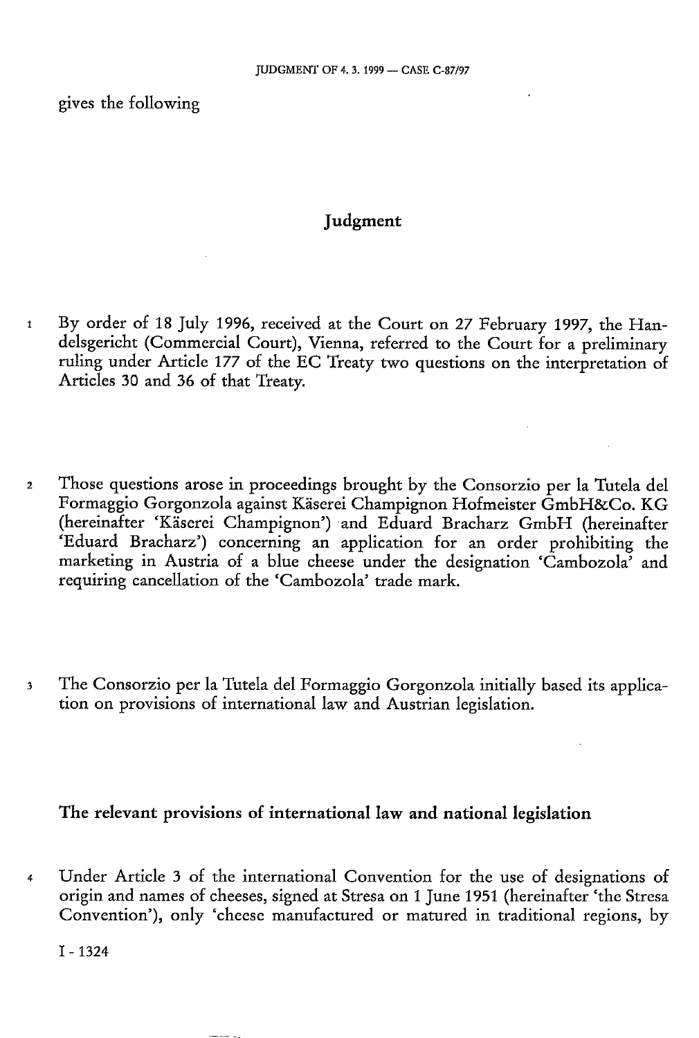gives the following

# Judgment

1 By order of 18 July 1996, received at the Court on 27 February 1997, the Handelsgericht (Commercial Court), Vienna, referred to the Court for a preliminary ruling under Article 177 of the EC Treaty two questions on the interpretation of Articles 30 and 36 of that Treaty.

2 Those questions arose in proceedings brought by the Consorzio per la Tutela del Formaggio Gorgonzola against Käserei Champignon Hofmeister GmbH&Co. KG (hereinafter 'Käserei Champignon') and Eduard Bracharz GmbH (hereinafter 'Eduard Bracharz') concerning an application for an order prohibiting the marketing in Austria of a blue cheese under the designation 'Cambozola' and requiring cancellation of the 'Cambozola' trade mark.

3 The Consorzio per la Tutela del Formaggio Gorgonzola initially based its application on provisions of international law and Austrian legislation.

## The relevant provisions of international law and national legislation

4 Under Article 3 of the international Convention for the use of designations of origin and names of cheeses, signed at Stresa on 1 June 1951 (hereinafter 'the Stresa Convention'), only 'cheese manufactured or matured in traditional regions, by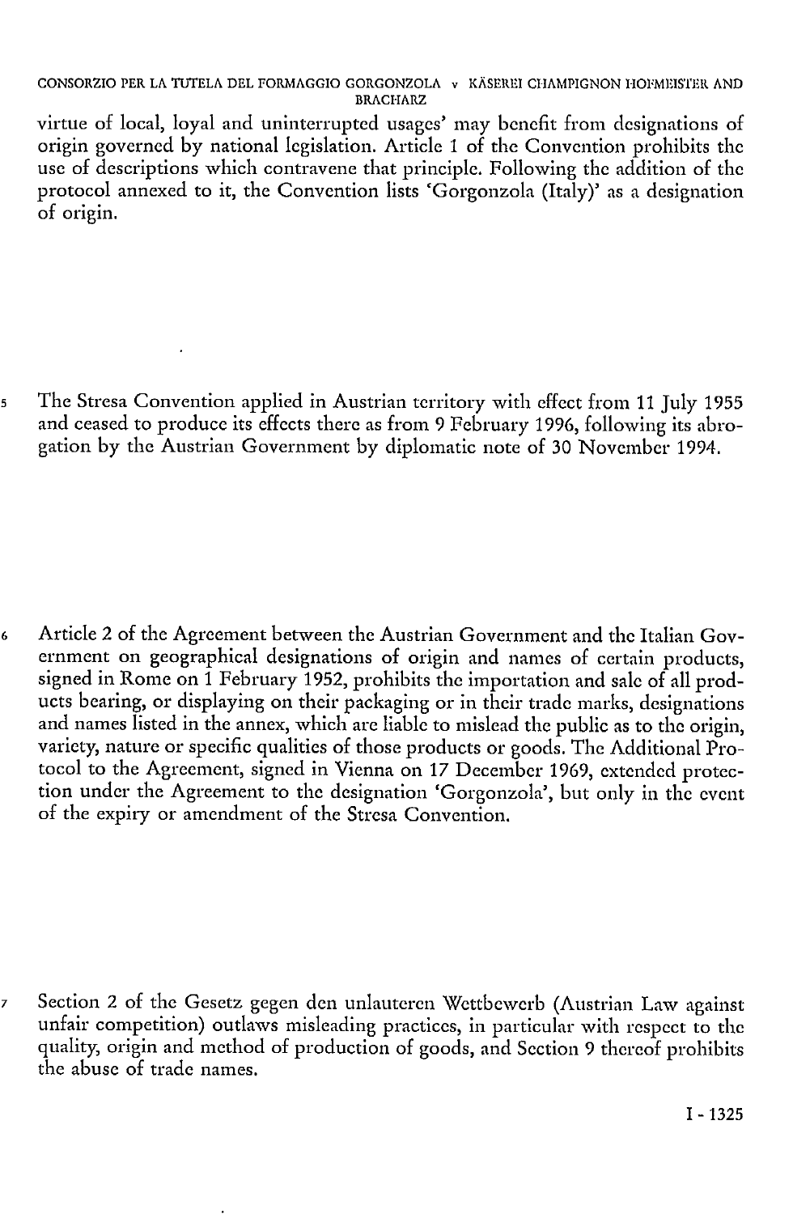virtue of local, loyal and uninterrupted usages' may benefit from designations of origin governed by national legislation. Article 1 of the Convention prohibits the use of descriptions which contravene that principle. Following the addition of the protocol annexed to it, the Convention lists 'Gorgonzola (Italy)' as a designation of origin.

5 The Stresa Convention applied in Austrian territory with effect from 11 July 1955 and ceased to produce its effects there as from 9 February 1996, following its abrogation by the Austrian Government by diplomatic note of 30 November 1994.

6 Article 2 of the Agreement between the Austrian Government and the Italian Government on geographical designations of origin and names of certain products, signed in Rome on 1 February 1952, prohibits the importation and sale of all products bearing, or displaying on their packaging or in their trade marks, designations and names listed in the annex, which are liable to mislead the public as to the origin, variety, nature or specific qualities of those products or goods. The Additional Protocol to the Agreement, signed in Vienna on 17 December 1969, extended protection under the Agreement to the designation 'Gorgonzola', but only in the event of the expiry or amendment of the Stresa Convention.

7 Section 2 of the Gesetz gegen den unlauteren Wettbewerb (Austrian Law against unfair competition) outlaws misleading practices, in particular with respect to the quality, origin and method of production of goods, and Section 9 thereof prohibits the abuse of trade names.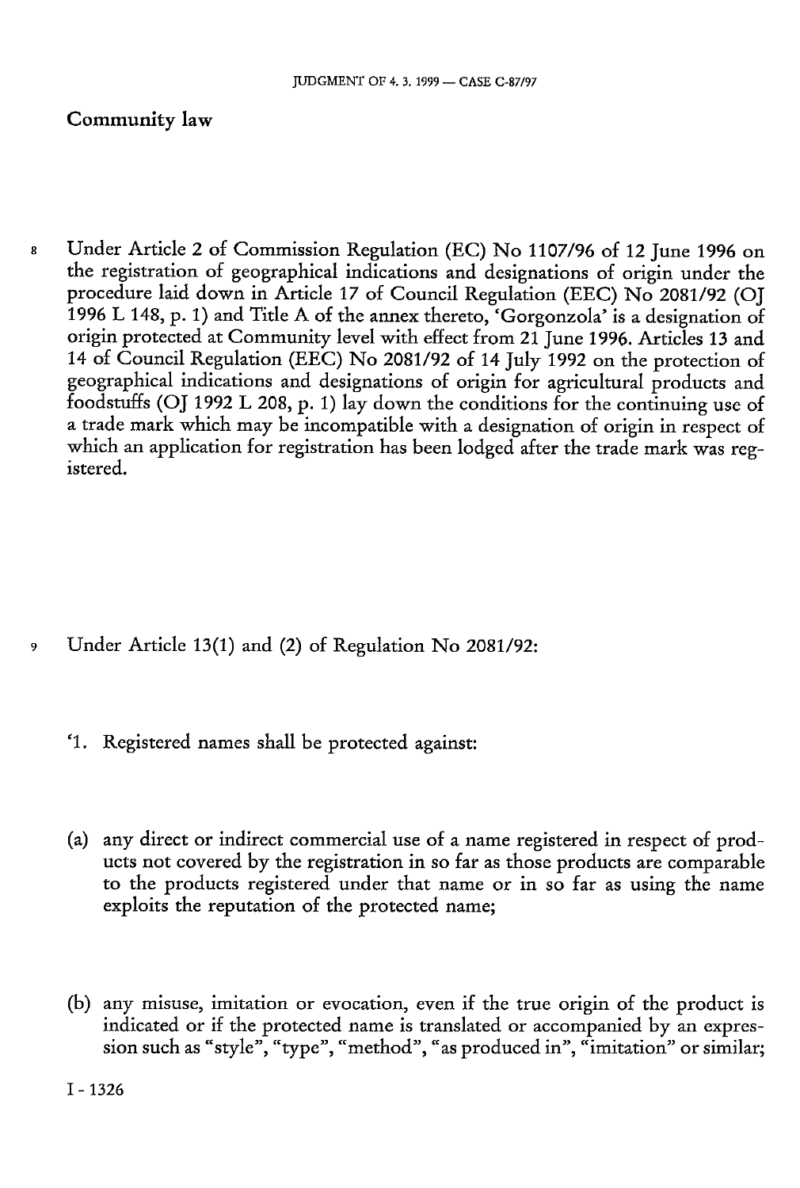## Community law

8 Under Article 2 of Commission Regulation (EC) No 1107/96 of 12 June 1996 on the registration of geographical indications and designations of origin under the procedure laid down in Article 17 of Council Regulation (EEC) No 2081/92 (OJ 1996 L 148, p. 1) and Title A of the annex thereto, 'Gorgonzola' is a designation of origin protected at Community level with effect from 21 June 1996. Articles 13 and 14 of Council Regulation (EEC) No 2081/92 of 14 July 1992 on the protection of geographical indications and designations of origin for agricultural products and foodstuffs (OJ 1992 L 208, p. 1) lay down the conditions for the continuing use of a trade mark which may be incompatible with a designation of origin in respect of which an application for registration has been lodged after the trade mark was registered.

9 Under Article 13(1) and (2) of Regulation No 2081/92:

'1. Registered names shall be protected against:

(a) any direct or indirect commercial use of a name registered in respect of products not covered by the registration in so far as those products are comparable to the products registered under that name or in so far as using the name exploits the reputation of the protected name;

(b) any misuse, imitation or evocation, even if the true origin of the product is indicated or if the protected name is translated or accompanied by an expression such as "style", "type", "method", "as produced in", "imitation" or similar;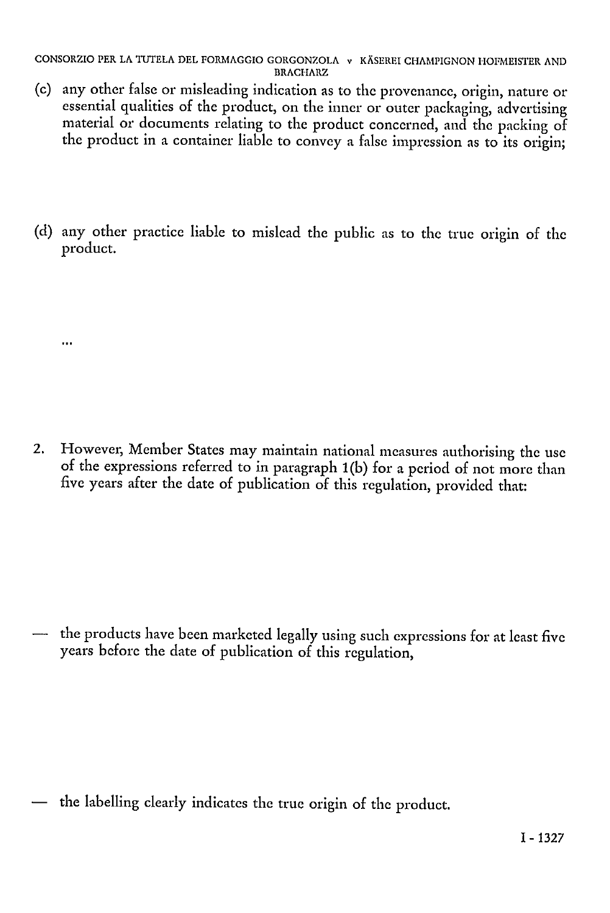(c) any other false or misleading indication as to the provenance, origin, nature or essential qualities of the product, on the inner or outer packaging, advertising material or documents relating to the product concerned, and the packing of the product in a container liable to convey a false impression as to its origin;

(d) any other practice liable to mislead the public as to the true origin of the product.

...

2. However, Member States may maintain national measures authorising the use of the expressions referred to in paragraph 1(b) for a period of not more than five years after the date of publication of this regulation, provided that:

— the products have been marketed legally using such expressions for at least five years before the date of publication of this regulation,

— the labelling clearly indicates the true origin of the product.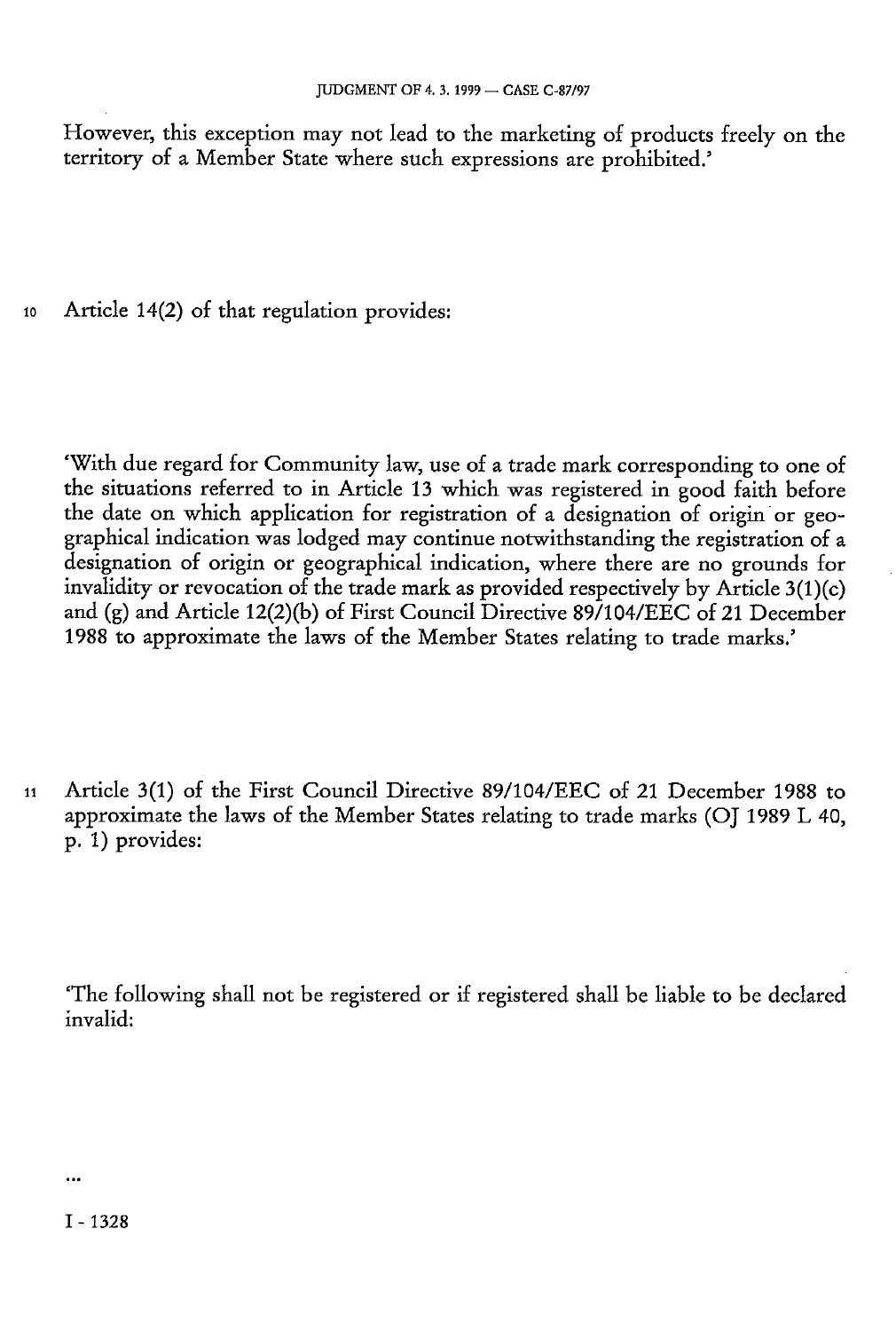However, this exception may not lead to the marketing of products freely on the territory of a Member State where such expressions are prohibited.'

10 Article 14(2) of that regulation provides:

'With due regard for Community law, use of a trade mark corresponding to one of the situations referred to in Article 13 which was registered in good faith before the date on which application for registration of a designation of origin or geographical indication was lodged may continue notwithstanding the registration of a designation of origin or geographical indication, where there are no grounds for invalidity or revocation of the trade mark as provided respectively by Article 3(1)(c) and (g) and Article 12(2)(b) of First Council Directive 89/104/EEC of 21 December 1988 to approximate the laws of the Member States relating to trade marks.'

11 Article 3(1) of the First Council Directive 89/104/EEC of 21 December 1988 to approximate the laws of the Member States relating to trade marks (OJ 1989 L 40, p. 1) provides:

'The following shall not be registered or if registered shall be liable to be declared invalid:

...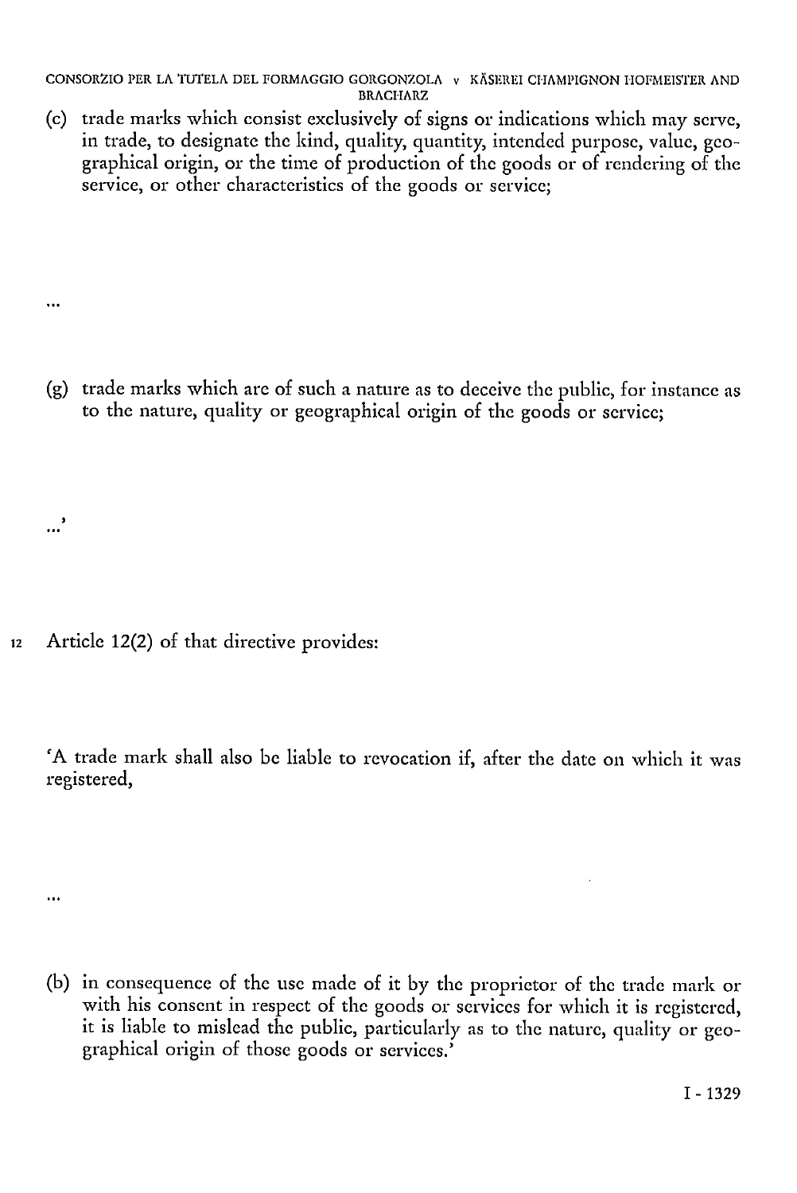(c) trade marks which consist exclusively of signs or indications which may serve, in trade, to designate the kind, quality, quantity, intended purpose, value, geographical origin, or the time of production of the goods or of rendering of the service, or other characteristics of the goods or service;

...

(g) trade marks which are of such a nature as to deceive the public, for instance as to the nature, quality or geographical origin of the goods or service;

...'

12 Article 12(2) of that directive provides:

'A trade mark shall also be liable to revocation if, after the date on which it was registered,

...

(b) in consequence of the use made of it by the proprietor of the trade mark or with his consent in respect of the goods or services for which it is registered, it is liable to mislead the public, particularly as to the nature, quality or geographical origin of those goods or services.'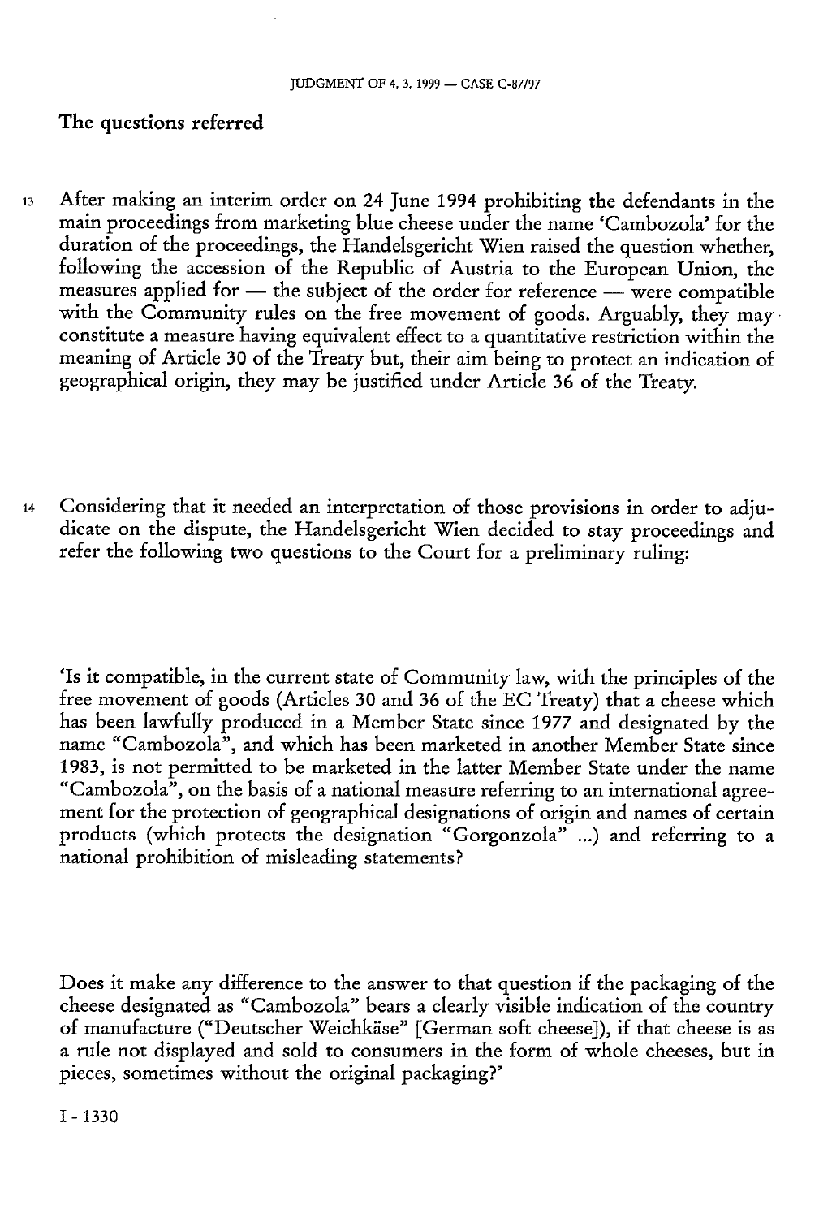## The questions referred

13 After making an interim order on 24 June 1994 prohibiting the defendants in the main proceedings from marketing blue cheese under the name 'Cambozola' for the duration of the proceedings, the Handelsgericht Wien raised the question whether, following the accession of the Republic of Austria to the European Union, the measures applied for — the subject of the order for reference — were compatible with the Community rules on the free movement of goods. Arguably, they may constitute a measure having equivalent effect to a quantitative restriction within the meaning of Article 30 of the Treaty but, their aim being to protect an indication of geographical origin, they may be justified under Article 36 of the Treaty.

14 Considering that it needed an interpretation of those provisions in order to adjudicate on the dispute, the Handelsgericht Wien decided to stay proceedings and refer the following two questions to the Court for a preliminary ruling:

'Is it compatible, in the current state of Community law, with the principles of the free movement of goods (Articles 30 and 36 of the EC Treaty) that a cheese which has been lawfully produced in a Member State since 1977 and designated by the name "Cambozola", and which has been marketed in another Member State since 1983, is not permitted to be marketed in the latter Member State under the name "Cambozola", on the basis of a national measure referring to an international agreement for the protection of geographical designations of origin and names of certain products (which protects the designation "Gorgonzola" ...) and referring to a national prohibition of misleading statements?

Does it make any difference to the answer to that question if the packaging of the cheese designated as "Cambozola" bears a clearly visible indication of the country of manufacture ("Deutscher Weichkäse" [German soft cheese]), if that cheese is as a rule not displayed and sold to consumers in the form of whole cheeses, but in pieces, sometimes without the original packaging?'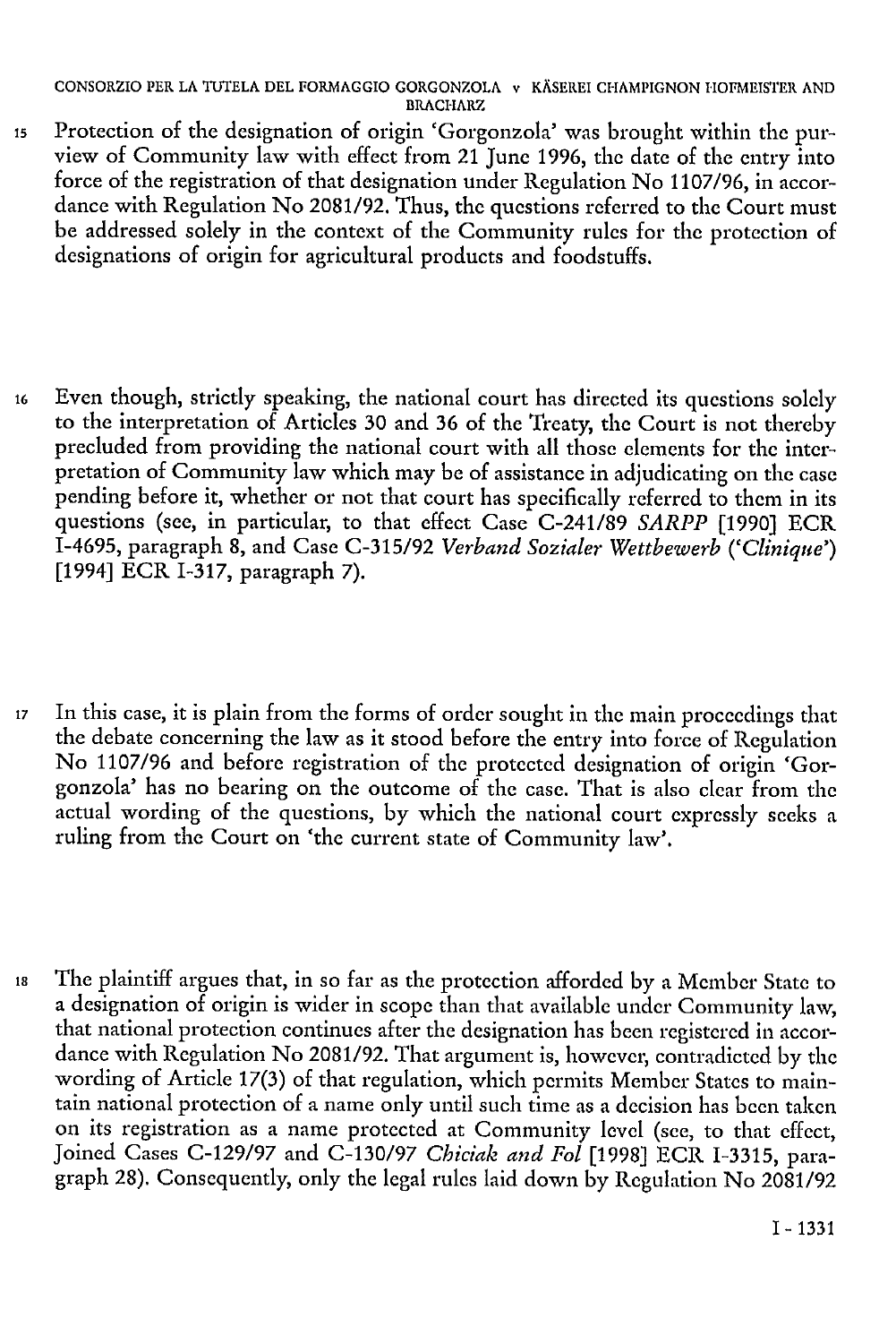15 Protection of the designation of origin 'Gorgonzola' was brought within the purview of Community law with effect from 21 June 1996, the date of the entry into force of the registration of that designation under Regulation No 1107/96, in accordance with Regulation No 2081/92. Thus, the questions referred to the Court must be addressed solely in the context of the Community rules for the protection of designations of origin for agricultural products and foodstuffs.

16 Even though, strictly speaking, the national court has directed its questions solely to the interpretation of Articles 30 and 36 of the Treaty, the Court is not thereby precluded from providing the national court with all those elements for the interpretation of Community law which may be of assistance in adjudicating on the case pending before it, whether or not that court has specifically referred to them in its questions (see, in particular, to that effect Case C-241/89 *SARPP* [1990] ECR I-4695, paragraph 8, and Case C-315/92 *Verband Sozialer Wettbewerb ('Clinique')* [1994] ECR I-317, paragraph 7).

17 In this case, it is plain from the forms of order sought in the main proceedings that the debate concerning the law as it stood before the entry into force of Regulation No 1107/96 and before registration of the protected designation of origin 'Gorgonzola' has no bearing on the outcome of the case. That is also clear from the actual wording of the questions, by which the national court expressly seeks a ruling from the Court on 'the current state of Community law'.

18 The plaintiff argues that, in so far as the protection afforded by a Member State to a designation of origin is wider in scope than that available under Community law, that national protection continues after the designation has been registered in accordance with Regulation No 2081/92. That argument is, however, contradicted by the wording of Article 17(3) of that regulation, which permits Member States to maintain national protection of a name only until such time as a decision has been taken on its registration as a name protected at Community level (see, to that effect, Joined Cases C-129/97 and C-130/97 *Chiciak and Fol* [1998] ECR I-3315, paragraph 28). Consequently, only the legal rules laid down by Regulation No 2081/92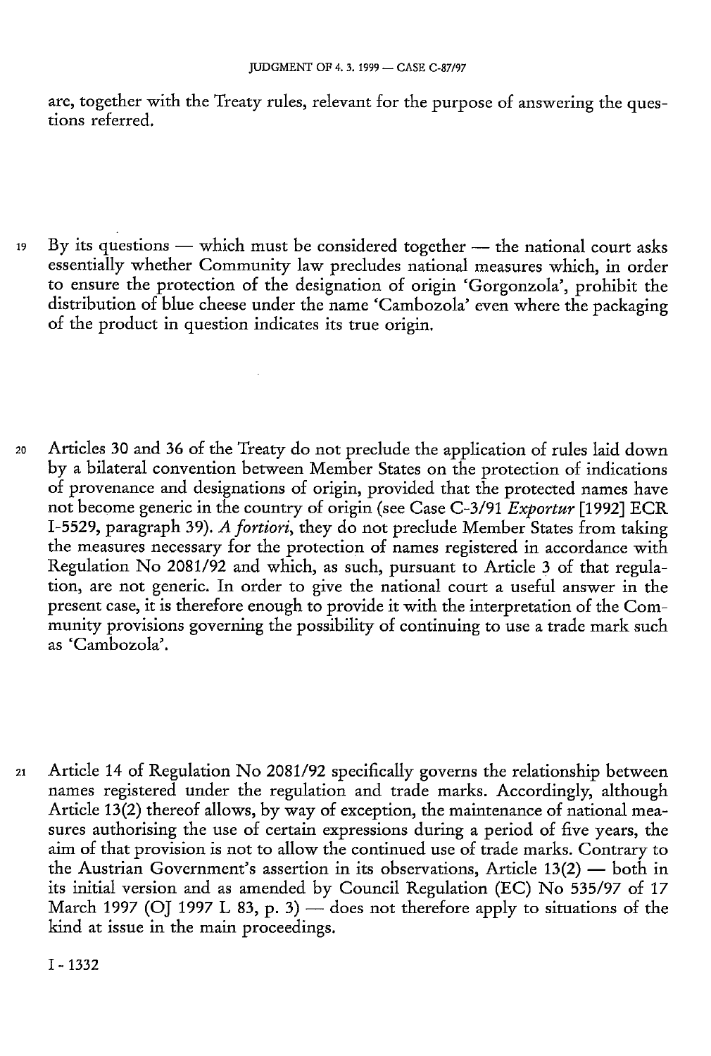are, together with the Treaty rules, relevant for the purpose of answering the questions referred.

19 By its questions — which must be considered together — the national court asks essentially whether Community law precludes national measures which, in order to ensure the protection of the designation of origin 'Gorgonzola', prohibit the distribution of blue cheese under the name 'Cambozola' even where the packaging of the product in question indicates its true origin.

20 Articles 30 and 36 of the Treaty do not preclude the application of rules laid down by a bilateral convention between Member States on the protection of indications of provenance and designations of origin, provided that the protected names have not become generic in the country of origin (see Case C-3/91 *Exportur* [1992] ECR I-5529, paragraph 39). *A fortiori*, they do not preclude Member States from taking the measures necessary for the protection of names registered in accordance with Regulation No 2081/92 and which, as such, pursuant to Article 3 of that regulation, are not generic. In order to give the national court a useful answer in the present case, it is therefore enough to provide it with the interpretation of the Community provisions governing the possibility of continuing to use a trade mark such as 'Cambozola'.

21 Article 14 of Regulation No 2081/92 specifically governs the relationship between names registered under the regulation and trade marks. Accordingly, although Article 13(2) thereof allows, by way of exception, the maintenance of national measures authorising the use of certain expressions during a period of five years, the aim of that provision is not to allow the continued use of trade marks. Contrary to the Austrian Government's assertion in its observations, Article 13(2) — both in its initial version and as amended by Council Regulation (EC) No 535/97 of 17 March 1997 (OJ 1997 L 83, p. 3) — does not therefore apply to situations of the kind at issue in the main proceedings.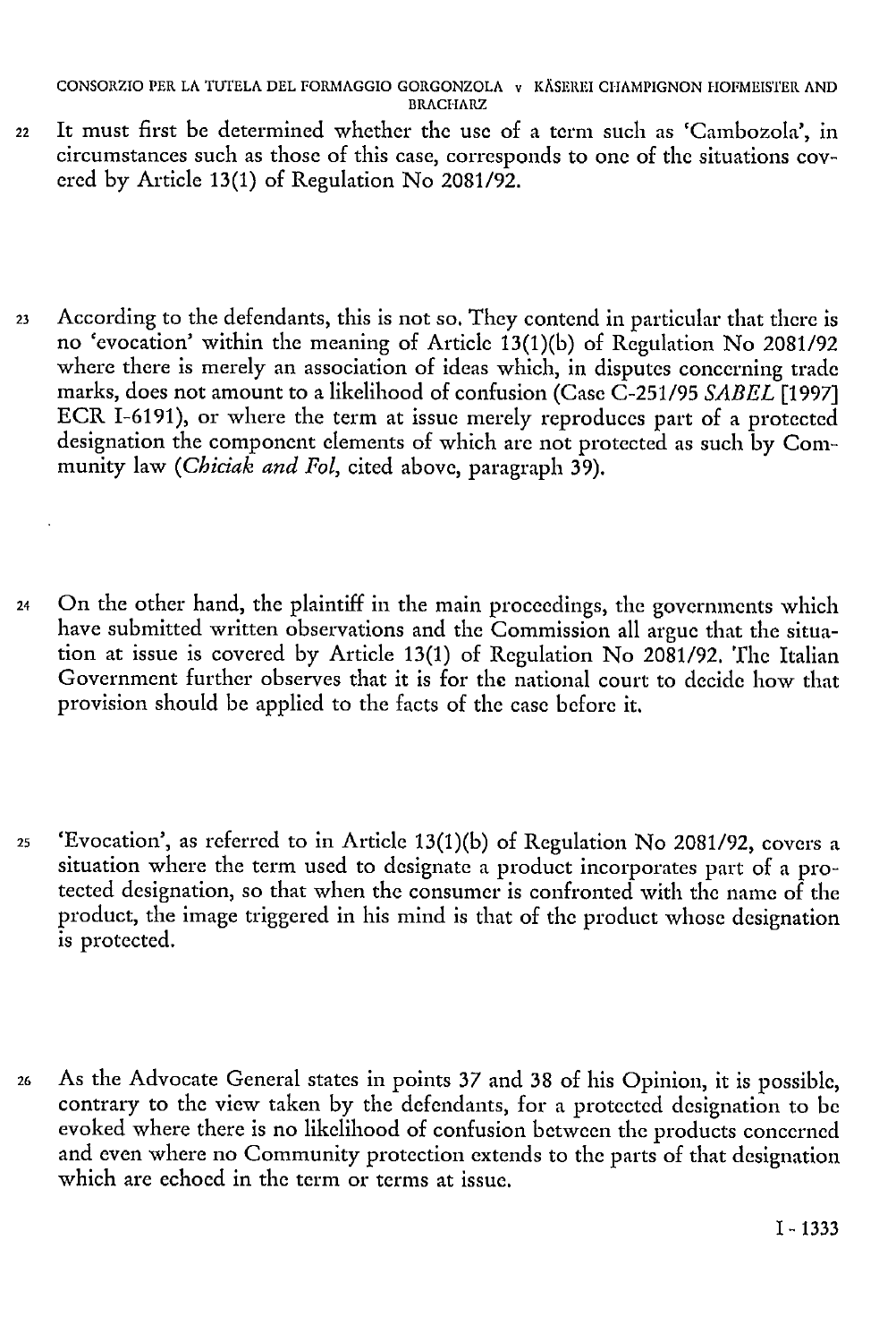22 It must first be determined whether the use of a term such as 'Cambozola', in circumstances such as those of this case, corresponds to one of the situations covered by Article 13(1) of Regulation No 2081/92.

23 According to the defendants, this is not so. They contend in particular that there is no 'evocation' within the meaning of Article 13(1)(b) of Regulation No 2081/92 where there is merely an association of ideas which, in disputes concerning trade marks, does not amount to a likelihood of confusion (Case C-251/95 *SABEL* [1997] ECR I-6191), or where the term at issue merely reproduces part of a protected designation the component elements of which are not protected as such by Community law (*Chiciak and Fol*, cited above, paragraph 39).

24 On the other hand, the plaintiff in the main proceedings, the governments which have submitted written observations and the Commission all argue that the situation at issue is covered by Article 13(1) of Regulation No 2081/92. The Italian Government further observes that it is for the national court to decide how that provision should be applied to the facts of the case before it.

25 'Evocation', as referred to in Article 13(1)(b) of Regulation No 2081/92, covers a situation where the term used to designate a product incorporates part of a protected designation, so that when the consumer is confronted with the name of the product, the image triggered in his mind is that of the product whose designation is protected.

26 As the Advocate General states in points 37 and 38 of his Opinion, it is possible, contrary to the view taken by the defendants, for a protected designation to be evoked where there is no likelihood of confusion between the products concerned and even where no Community protection extends to the parts of that designation which are echoed in the term or terms at issue.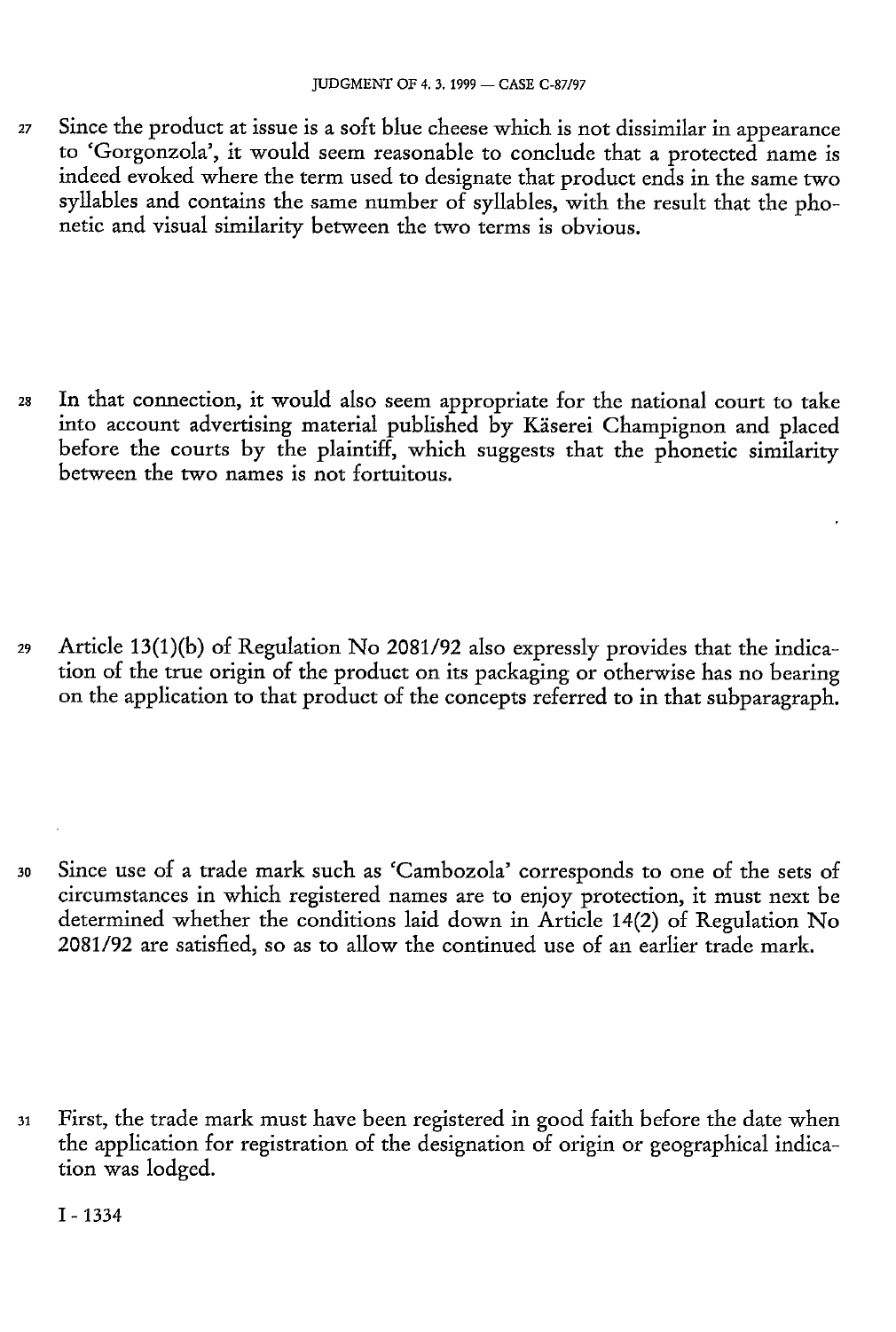27 Since the product at issue is a soft blue cheese which is not dissimilar in appearance to 'Gorgonzola', it would seem reasonable to conclude that a protected name is indeed evoked where the term used to designate that product ends in the same two syllables and contains the same number of syllables, with the result that the phonetic and visual similarity between the two terms is obvious.

28 In that connection, it would also seem appropriate for the national court to take into account advertising material published by Käserei Champignon and placed before the courts by the plaintiff, which suggests that the phonetic similarity between the two names is not fortuitous.

29 Article 13(1)(b) of Regulation No 2081/92 also expressly provides that the indication of the true origin of the product on its packaging or otherwise has no bearing on the application to that product of the concepts referred to in that subparagraph.

30 Since use of a trade mark such as 'Cambozola' corresponds to one of the sets of circumstances in which registered names are to enjoy protection, it must next be determined whether the conditions laid down in Article 14(2) of Regulation No 2081/92 are satisfied, so as to allow the continued use of an earlier trade mark.

31 First, the trade mark must have been registered in good faith before the date when the application for registration of the designation of origin or geographical indication was lodged.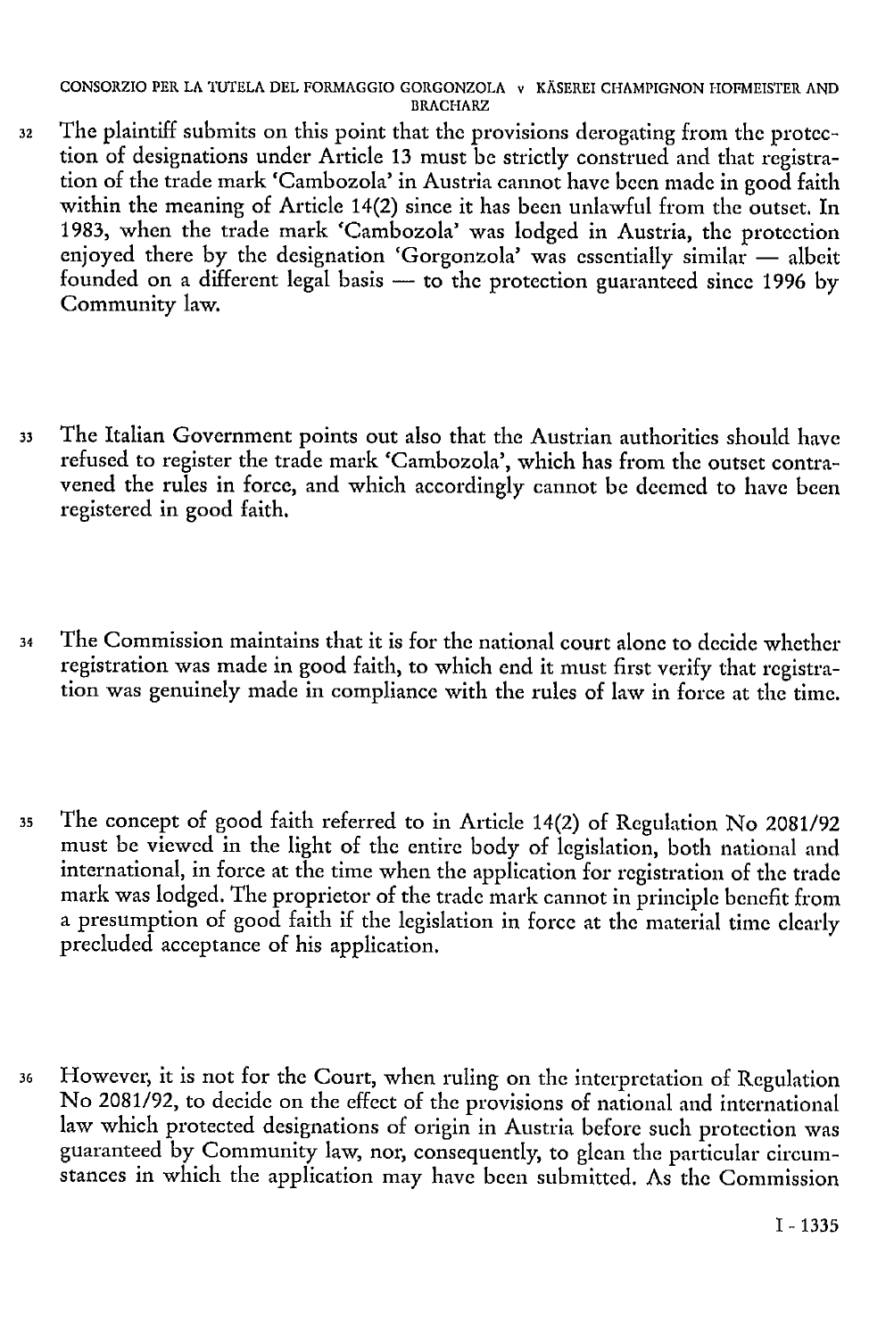32 The plaintiff submits on this point that the provisions derogating from the protection of designations under Article 13 must be strictly construed and that registration of the trade mark 'Cambozola' in Austria cannot have been made in good faith within the meaning of Article 14(2) since it has been unlawful from the outset. In 1983, when the trade mark 'Cambozola' was lodged in Austria, the protection enjoyed there by the designation 'Gorgonzola' was essentially similar — albeit founded on a different legal basis — to the protection guaranteed since 1996 by Community law.

33 The Italian Government points out also that the Austrian authorities should have refused to register the trade mark 'Cambozola', which has from the outset contravened the rules in force, and which accordingly cannot be deemed to have been registered in good faith.

34 The Commission maintains that it is for the national court alone to decide whether registration was made in good faith, to which end it must first verify that registration was genuinely made in compliance with the rules of law in force at the time.

35 The concept of good faith referred to in Article 14(2) of Regulation No 2081/92 must be viewed in the light of the entire body of legislation, both national and international, in force at the time when the application for registration of the trade mark was lodged. The proprietor of the trade mark cannot in principle benefit from a presumption of good faith if the legislation in force at the material time clearly precluded acceptance of his application.

36 However, it is not for the Court, when ruling on the interpretation of Regulation No 2081/92, to decide on the effect of the provisions of national and international law which protected designations of origin in Austria before such protection was guaranteed by Community law, nor, consequently, to glean the particular circumstances in which the application may have been submitted. As the Commission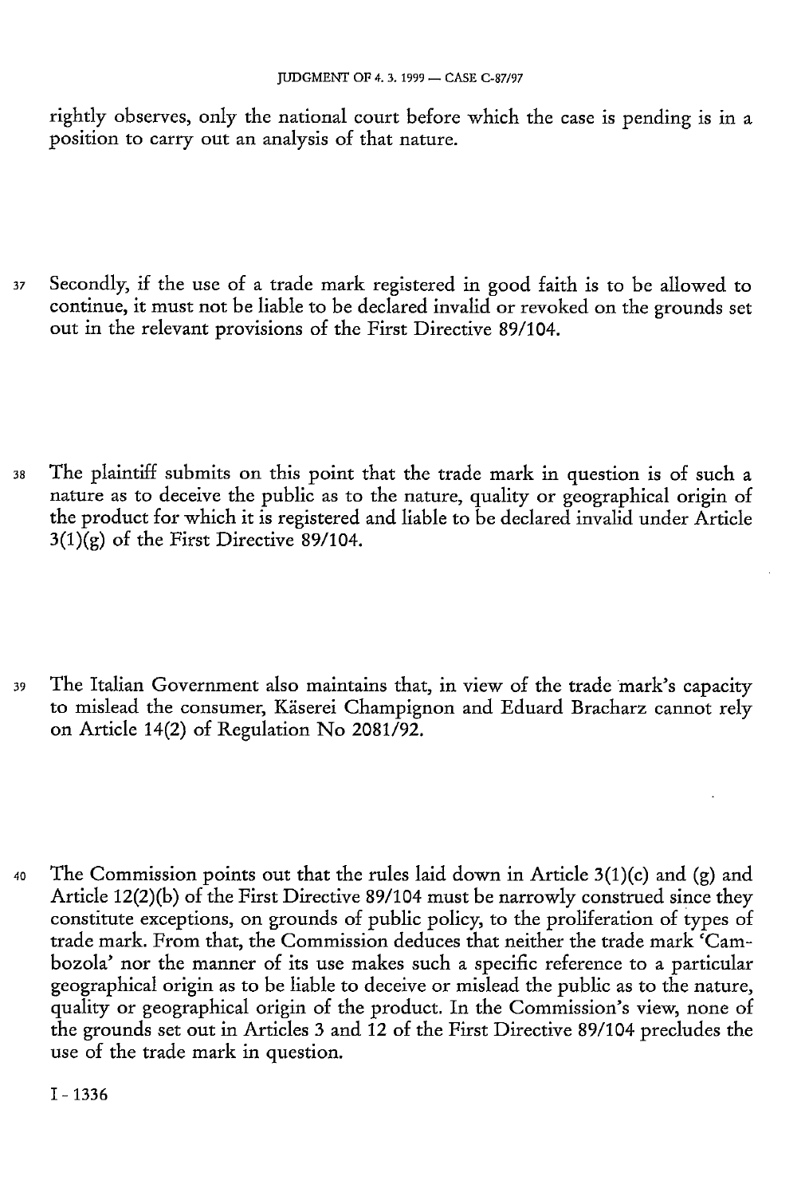rightly observes, only the national court before which the case is pending is in a position to carry out an analysis of that nature.

37 Secondly, if the use of a trade mark registered in good faith is to be allowed to continue, it must not be liable to be declared invalid or revoked on the grounds set out in the relevant provisions of the First Directive 89/104.

38 The plaintiff submits on this point that the trade mark in question is of such a nature as to deceive the public as to the nature, quality or geographical origin of the product for which it is registered and liable to be declared invalid under Article 3(1)(g) of the First Directive 89/104.

39 The Italian Government also maintains that, in view of the trade mark's capacity to mislead the consumer, Käserei Champignon and Eduard Bracharz cannot rely on Article 14(2) of Regulation No 2081/92.

40 The Commission points out that the rules laid down in Article 3(1)(c) and (g) and Article 12(2)(b) of the First Directive 89/104 must be narrowly construed since they constitute exceptions, on grounds of public policy, to the proliferation of types of trade mark. From that, the Commission deduces that neither the trade mark 'Cambozola' nor the manner of its use makes such a specific reference to a particular geographical origin as to be liable to deceive or mislead the public as to the nature, quality or geographical origin of the product. In the Commission's view, none of the grounds set out in Articles 3 and 12 of the First Directive 89/104 precludes the use of the trade mark in question.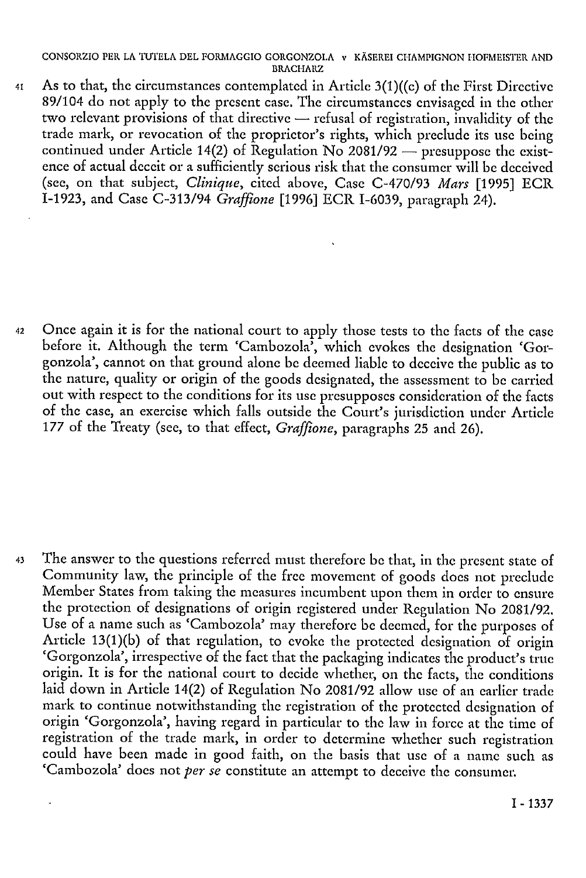41 As to that, the circumstances contemplated in Article 3(1)((c) of the First Directive 89/104 do not apply to the present case. The circumstances envisaged in the other two relevant provisions of that directive — refusal of registration, invalidity of the trade mark, or revocation of the proprietor's rights, which preclude its use being continued under Article 14(2) of Regulation No 2081/92 — presuppose the existence of actual deceit or a sufficiently serious risk that the consumer will be deceived (see, on that subject, *Clinique*, cited above, Case C-470/93 *Mars* [1995] ECR I-1923, and Case C-313/94 *Graffione* [1996] ECR I-6039, paragraph 24).

42 Once again it is for the national court to apply those tests to the facts of the case before it. Although the term 'Cambozola', which evokes the designation 'Gorgonzola', cannot on that ground alone be deemed liable to deceive the public as to the nature, quality or origin of the goods designated, the assessment to be carried out with respect to the conditions for its use presupposes consideration of the facts of the case, an exercise which falls outside the Court's jurisdiction under Article 177 of the Treaty (see, to that effect, *Graffione*, paragraphs 25 and 26).

43 The answer to the questions referred must therefore be that, in the present state of Community law, the principle of the free movement of goods does not preclude Member States from taking the measures incumbent upon them in order to ensure the protection of designations of origin registered under Regulation No 2081/92. Use of a name such as 'Cambozola' may therefore be deemed, for the purposes of Article 13(1)(b) of that regulation, to evoke the protected designation of origin 'Gorgonzola', irrespective of the fact that the packaging indicates the product's true origin. It is for the national court to decide whether, on the facts, the conditions laid down in Article 14(2) of Regulation No 2081/92 allow use of an earlier trade mark to continue notwithstanding the registration of the protected designation of origin 'Gorgonzola', having regard in particular to the law in force at the time of registration of the trade mark, in order to determine whether such registration could have been made in good faith, on the basis that use of a name such as 'Cambozola' does not *per se* constitute an attempt to deceive the consumer.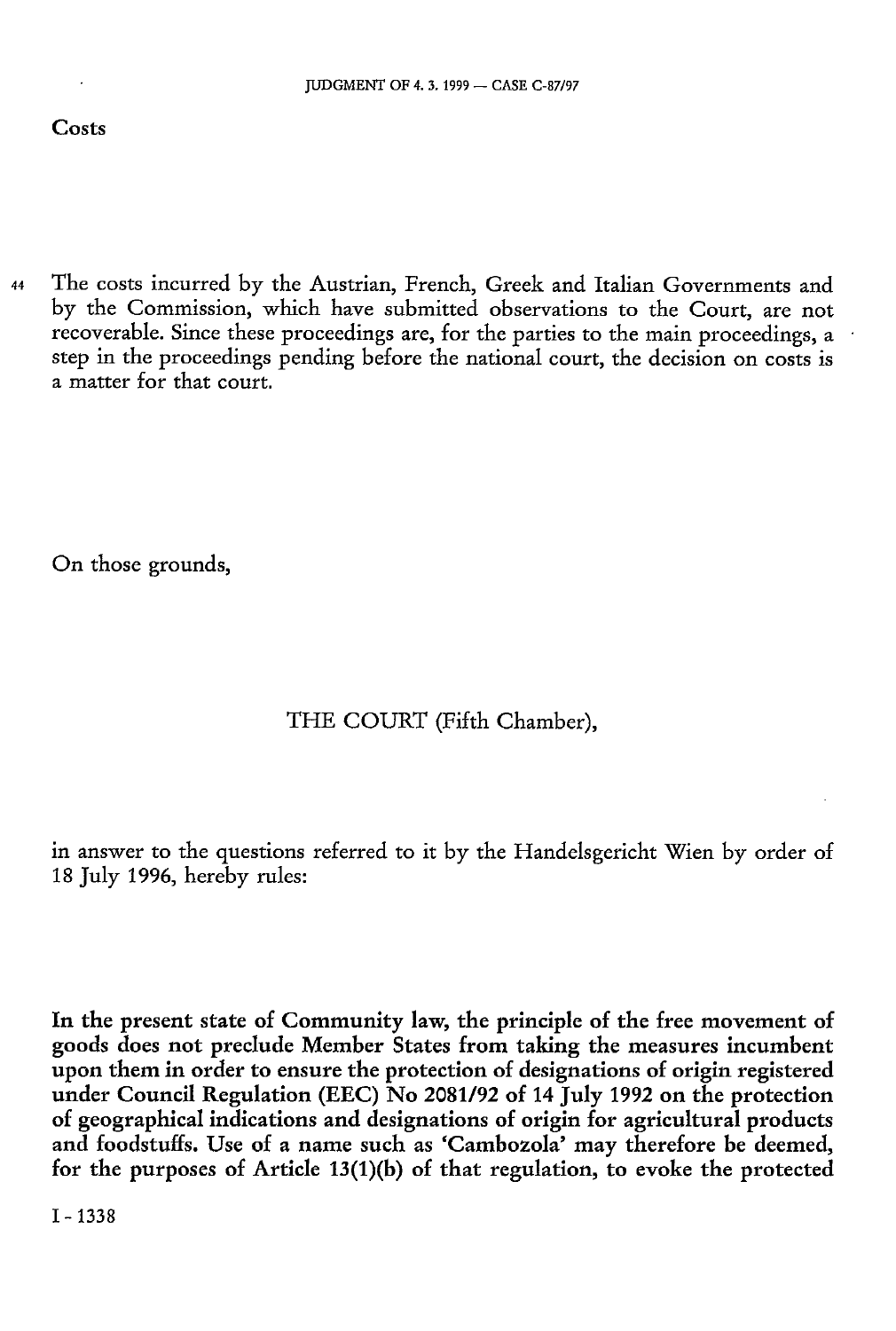Costs

44 The costs incurred by the Austrian, French, Greek and Italian Governments and by the Commission, which have submitted observations to the Court, are not recoverable. Since these proceedings are, for the parties to the main proceedings, a step in the proceedings pending before the national court, the decision on costs is a matter for that court.

On those grounds,

THE COURT (Fifth Chamber),

in answer to the questions referred to it by the Handelsgericht Wien by order of 18 July 1996, hereby rules:

**In the present state of Community law, the principle of the free movement of goods does not preclude Member States from taking the measures incumbent upon them in order to ensure the protection of designations of origin registered under Council Regulation (EEC) No 2081/92 of 14 July 1992 on the protection of geographical indications and designations of origin for agricultural products and foodstuffs. Use of a name such as 'Cambozola' may therefore be deemed, for the purposes of Article 13(1)(b) of that regulation, to evoke the protected**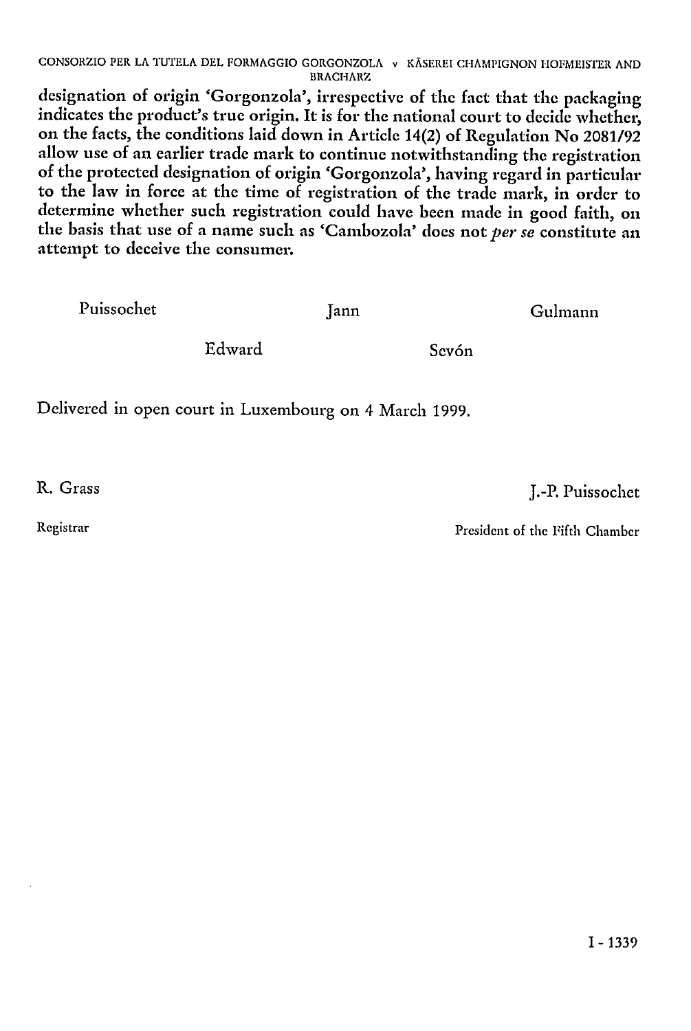designation of origin 'Gorgonzola', irrespective of the fact that the packaging indicates the product's true origin. It is for the national court to decide whether, on the facts, the conditions laid down in Article 14(2) of Regulation No 2081/92 allow use of an earlier trade mark to continue notwithstanding the registration of the protected designation of origin 'Gorgonzola', having regard in particular to the law in force at the time of registration of the trade mark, in order to determine whether such registration could have been made in good faith, on the basis that use of a name such as 'Cambozola' does not *per se* constitute an attempt to deceive the consumer.

Puissochet Jann Gulmann

Edward Sevón

Delivered in open court in Luxembourg on 4 March 1999.

R. Grass

Registrar

J.-P. Puissochet

President of the Fifth Chamber